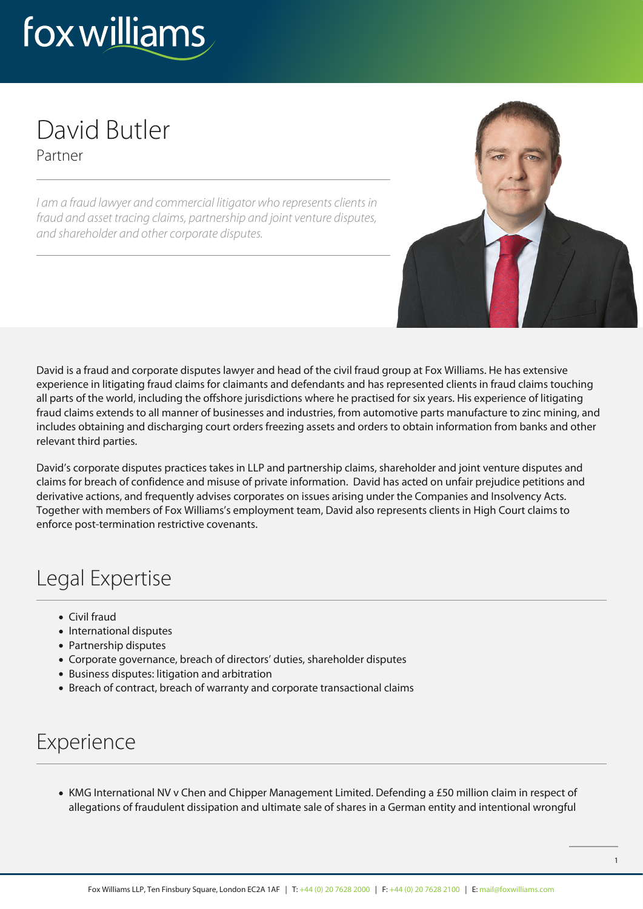# David Butler

Partner

*I am a fraud lawyer and commercial litigator who represents clients in fraud and asset tracing claims, partnership and joint venture disputes, and shareholder and other corporate disputes.*

David is a fraud and corporate disputes lawyer and head of the civil fraud group at Fox Williams. He has extensive experience in litigating fraud claims for claimants and defendants and has represented clients in fraud claims touching all parts of the world, including the offshore jurisdictions where he practised for six years. His experience of litigating fraud claims extends to all manner of businesses and industries, from automotive parts manufacture to zinc mining, and includes obtaining and discharging court orders freezing assets and orders to obtain information from banks and other relevant third parties.

David's corporate disputes practices takes in LLP and partnership claims, shareholder and joint venture disputes and claims for breach of confidence and misuse of private information. David has acted on unfair prejudice petitions and derivative actions, and frequently advises corporates on issues arising under the Companies and Insolvency Acts. Together with members of Fox Williams's employment team, David also represents clients in High Court claims to enforce post-termination restrictive covenants.

## Legal Expertise

- Civil fraud
- International disputes
- Partnership disputes
- Corporate governance, breach of directors' duties, shareholder disputes
- Business disputes: litigation and arbitration
- Breach of contract, breach of warranty and corporate transactional claims

## Experience

- KMG International NV v Chen and Chipper Management Limited. Defending a £50 million claim in respect of allegations of fraudulent dissipation and ultimate sale of shares in a German entity and intentional wrongful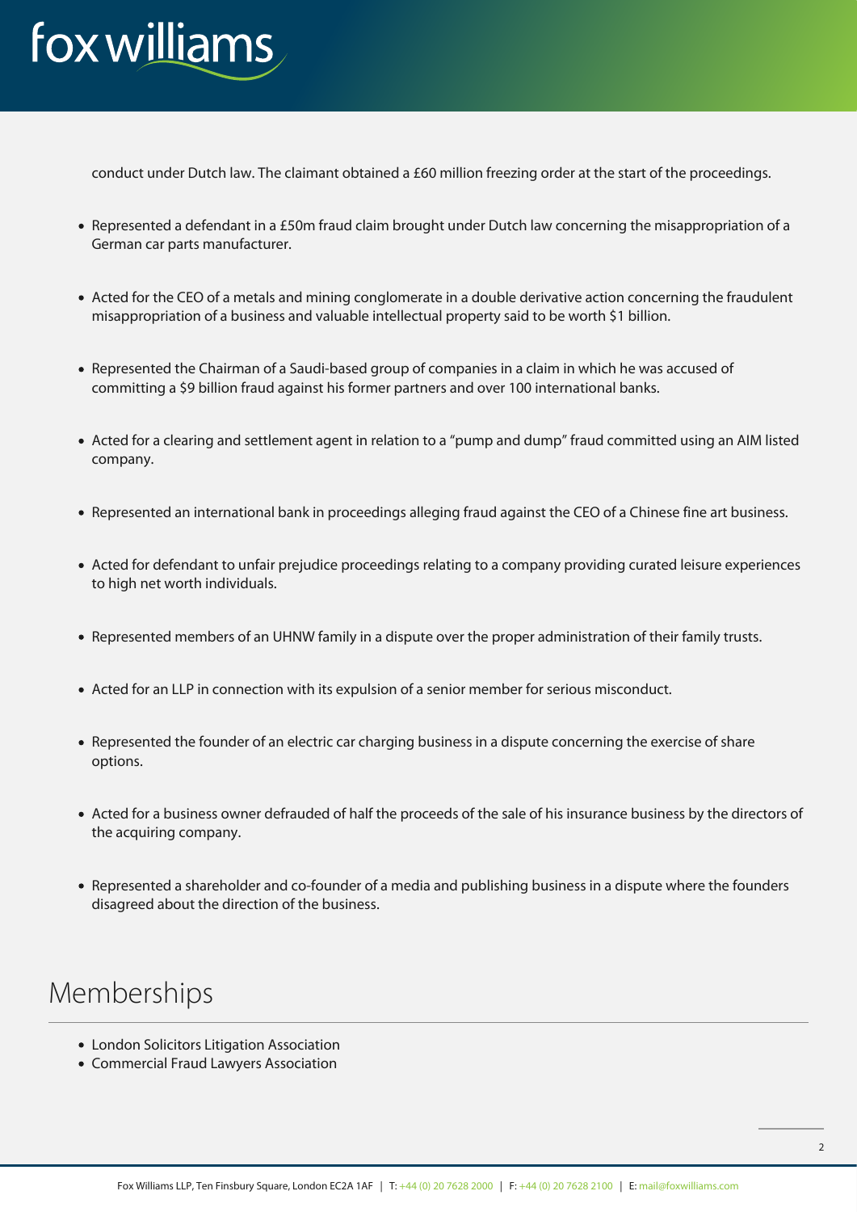conduct under Dutch law. The claimant obtained a £60 million freezing order at the start of the proceedings.

- Represented a defendant in a £50m fraud claim brought under Dutch law concerning the misappropriation of a German car parts manufacturer.
- Acted for the CEO of a metals and mining conglomerate in a double derivative action concerning the fraudulent misappropriation of a business and valuable intellectual property said to be worth $1 billion.
- Represented the Chairman of a Saudi-based group of companies in a claim in which he was accused of committing a $9 billion fraud against his former partners and over 100 international banks.
- Acted for a clearing and settlement agent in relation to a "pump and dump" fraud committed using an AIM listed company.
- Represented an international bank in proceedings alleging fraud against the CEO of a Chinese fine art business.
- Acted for defendant to unfair prejudice proceedings relating to a company providing curated leisure experiences to high net worth individuals.
- Represented members of an UHNW family in a dispute over the proper administration of their family trusts.
- Acted for an LLP in connection with its expulsion of a senior member for serious misconduct.
- Represented the founder of an electric car charging business in a dispute concerning the exercise of share options.
- Acted for a business owner defrauded of half the proceeds of the sale of his insurance business by the directors of the acquiring company.
- Represented a shareholder and co-founder of a media and publishing business in a dispute where the founders disagreed about the direction of the business.

## Memberships

- London Solicitors Litigation Association
- Commercial Fraud Lawyers Association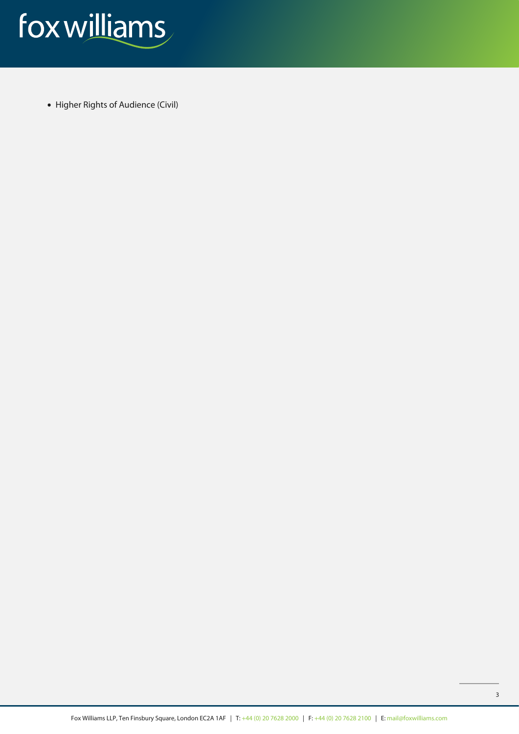- Higher Rights of Audience (Civil)